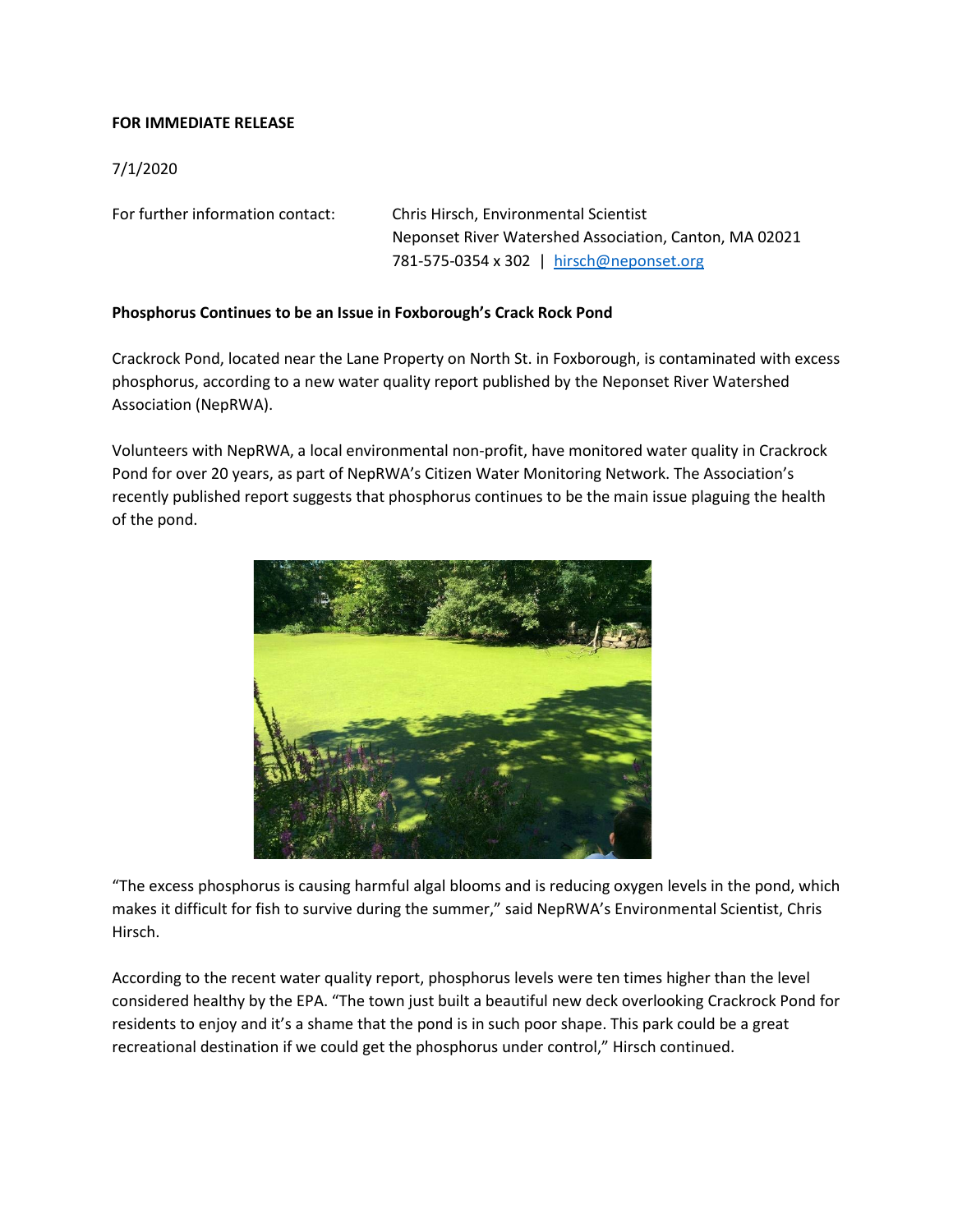**FOR IMMEDIATE RELEASE**

7/1/2020

For further information contact: Chris Hirsch, Environmental Scientist
Neponset River Watershed Association, Canton, MA 02021
781-575-0354 x 302 | hirsch@neponset.org

**Phosphorus Continues to be an Issue in Foxborough's Crack Rock Pond**

Crackrock Pond, located near the Lane Property on North St. in Foxborough, is contaminated with excess phosphorus, according to a new water quality report published by the Neponset River Watershed Association (NepRWA).

Volunteers with NepRWA, a local environmental non-profit, have monitored water quality in Crackrock Pond for over 20 years, as part of NepRWA's Citizen Water Monitoring Network. The Association's recently published report suggests that phosphorus continues to be the main issue plaguing the health of the pond.

"The excess phosphorus is causing harmful algal blooms and is reducing oxygen levels in the pond, which makes it difficult for fish to survive during the summer," said NepRWA's Environmental Scientist, Chris Hirsch.

According to the recent water quality report, phosphorus levels were ten times higher than the level considered healthy by the EPA. "The town just built a beautiful new deck overlooking Crackrock Pond for residents to enjoy and it's a shame that the pond is in such poor shape. This park could be a great recreational destination if we could get the phosphorus under control," Hirsch continued.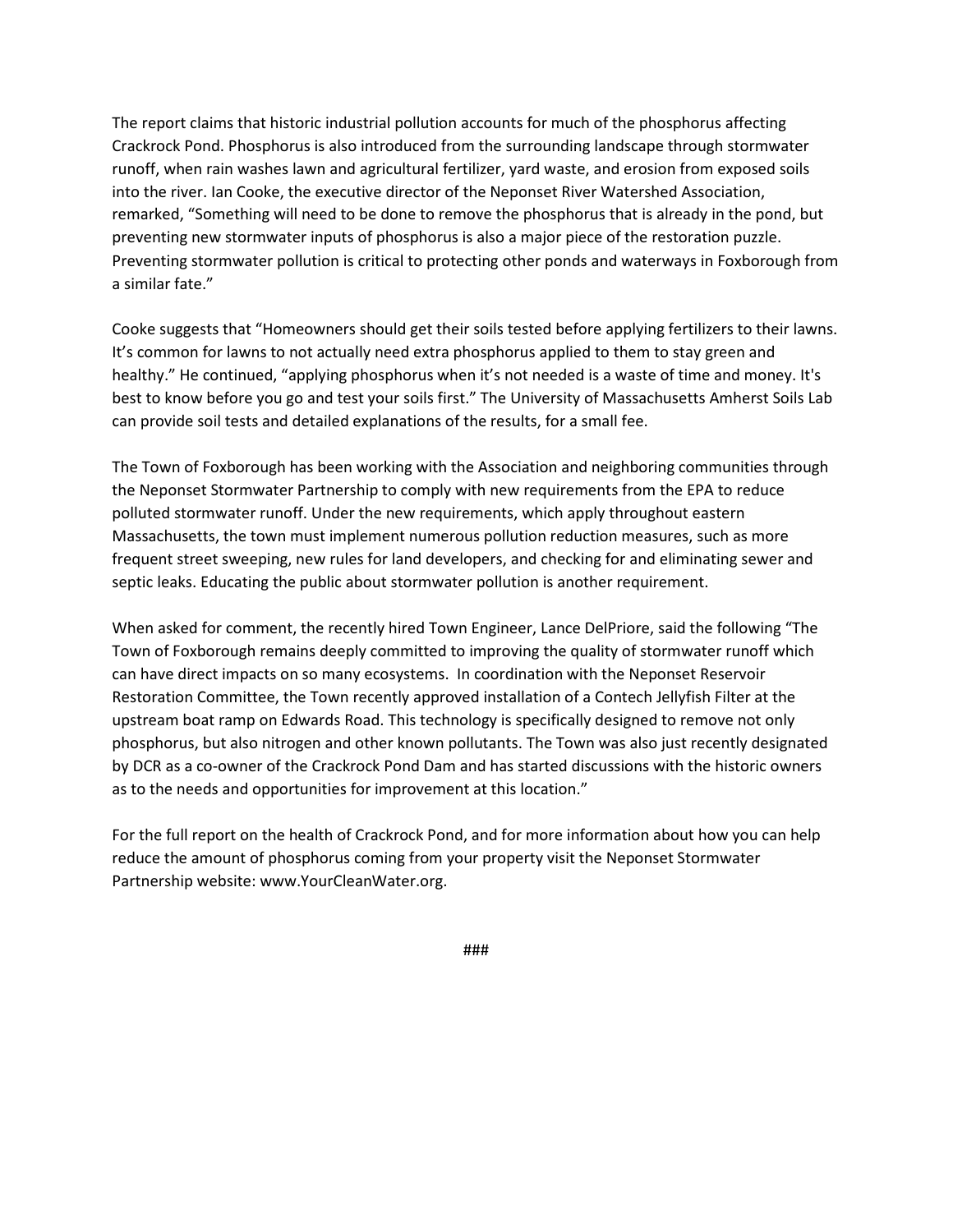The report claims that historic industrial pollution accounts for much of the phosphorus affecting Crackrock Pond. Phosphorus is also introduced from the surrounding landscape through stormwater runoff, when rain washes lawn and agricultural fertilizer, yard waste, and erosion from exposed soils into the river. Ian Cooke, the executive director of the Neponset River Watershed Association, remarked, "Something will need to be done to remove the phosphorus that is already in the pond, but preventing new stormwater inputs of phosphorus is also a major piece of the restoration puzzle. Preventing stormwater pollution is critical to protecting other ponds and waterways in Foxborough from a similar fate."

Cooke suggests that "Homeowners should get their soils tested before applying fertilizers to their lawns. It's common for lawns to not actually need extra phosphorus applied to them to stay green and healthy." He continued, "applying phosphorus when it's not needed is a waste of time and money. It's best to know before you go and test your soils first." The University of Massachusetts Amherst Soils Lab can provide soil tests and detailed explanations of the results, for a small fee.

The Town of Foxborough has been working with the Association and neighboring communities through the Neponset Stormwater Partnership to comply with new requirements from the EPA to reduce polluted stormwater runoff. Under the new requirements, which apply throughout eastern Massachusetts, the town must implement numerous pollution reduction measures, such as more frequent street sweeping, new rules for land developers, and checking for and eliminating sewer and septic leaks. Educating the public about stormwater pollution is another requirement.

When asked for comment, the recently hired Town Engineer, Lance DelPriore, said the following "The Town of Foxborough remains deeply committed to improving the quality of stormwater runoff which can have direct impacts on so many ecosystems. In coordination with the Neponset Reservoir Restoration Committee, the Town recently approved installation of a Contech Jellyfish Filter at the upstream boat ramp on Edwards Road. This technology is specifically designed to remove not only phosphorus, but also nitrogen and other known pollutants. The Town was also just recently designated by DCR as a co-owner of the Crackrock Pond Dam and has started discussions with the historic owners as to the needs and opportunities for improvement at this location."

For the full report on the health of Crackrock Pond, and for more information about how you can help reduce the amount of phosphorus coming from your property visit the Neponset Stormwater Partnership website: www.YourCleanWater.org.

###